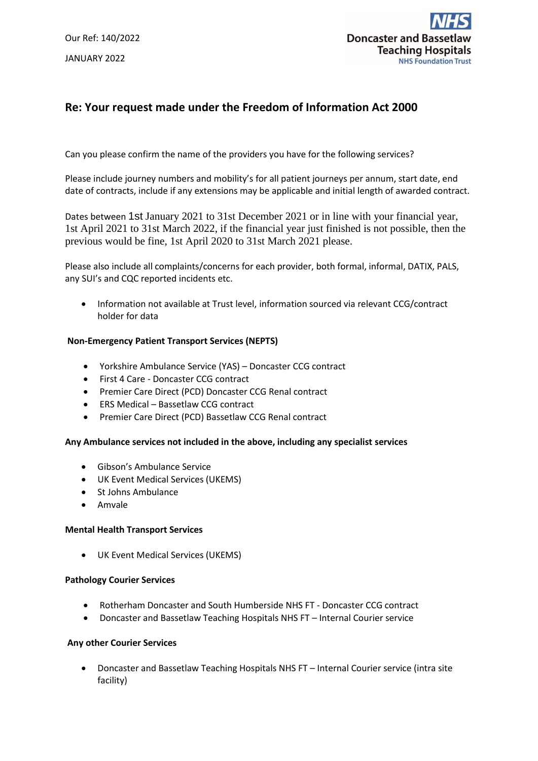Our Ref: 140/2022

JANUARY 2022

NHS
Doncaster and Bassetlaw Teaching Hospitals
NHS Foundation Trust

## Re: Your request made under the Freedom of Information Act 2000

Can you please confirm the name of the providers you have for the following services?

Please include journey numbers and mobility's for all patient journeys per annum, start date, end date of contracts, include if any extensions may be applicable and initial length of awarded contract.

Dates between 1st January 2021 to 31st December 2021 or in line with your financial year, 1st April 2021 to 31st March 2022, if the financial year just finished is not possible, then the previous would be fine, 1st April 2020 to 31st March 2021 please.

Please also include all complaints/concerns for each provider, both formal, informal, DATIX, PALS, any SUI's and CQC reported incidents etc.

- Information not available at Trust level, information sourced via relevant CCG/contract holder for data

**Non-Emergency Patient Transport Services (NEPTS)**

- Yorkshire Ambulance Service (YAS) – Doncaster CCG contract
- First 4 Care - Doncaster CCG contract
- Premier Care Direct (PCD) Doncaster CCG Renal contract
- ERS Medical – Bassetlaw CCG contract
- Premier Care Direct (PCD) Bassetlaw CCG Renal contract

**Any Ambulance services not included in the above, including any specialist services**

- Gibson's Ambulance Service
- UK Event Medical Services (UKEMS)
- St Johns Ambulance
- Amvale

**Mental Health Transport Services**

- UK Event Medical Services (UKEMS)

**Pathology Courier Services**

- Rotherham Doncaster and South Humberside NHS FT - Doncaster CCG contract
- Doncaster and Bassetlaw Teaching Hospitals NHS FT – Internal Courier service

**Any other Courier Services**

- Doncaster and Bassetlaw Teaching Hospitals NHS FT – Internal Courier service (intra site facility)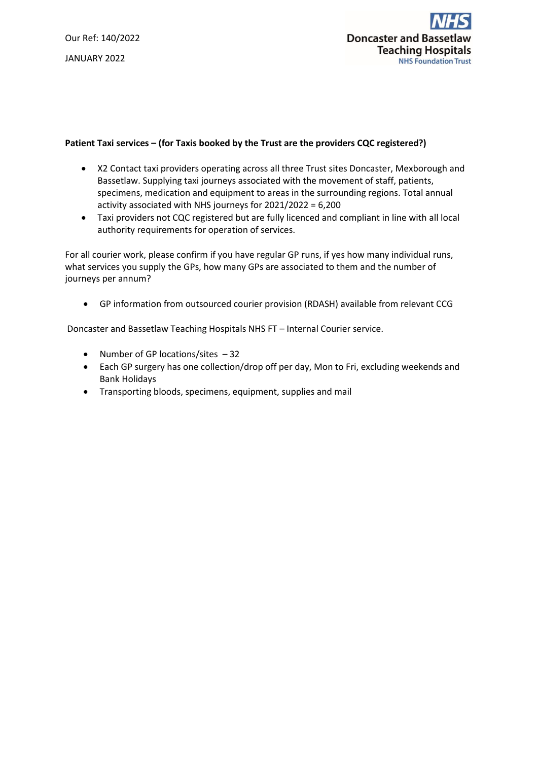Our Ref: 140/2022

JANUARY 2022

**Patient Taxi services – (for Taxis booked by the Trust are the providers CQC registered?)**

- X2 Contact taxi providers operating across all three Trust sites Doncaster, Mexborough and Bassetlaw. Supplying taxi journeys associated with the movement of staff, patients, specimens, medication and equipment to areas in the surrounding regions. Total annual activity associated with NHS journeys for 2021/2022 = 6,200
- Taxi providers not CQC registered but are fully licenced and compliant in line with all local authority requirements for operation of services.

For all courier work, please confirm if you have regular GP runs, if yes how many individual runs, what services you supply the GPs, how many GPs are associated to them and the number of journeys per annum?

- GP information from outsourced courier provision (RDASH) available from relevant CCG

Doncaster and Bassetlaw Teaching Hospitals NHS FT – Internal Courier service.

- Number of GP locations/sites – 32
- Each GP surgery has one collection/drop off per day, Mon to Fri, excluding weekends and Bank Holidays
- Transporting bloods, specimens, equipment, supplies and mail